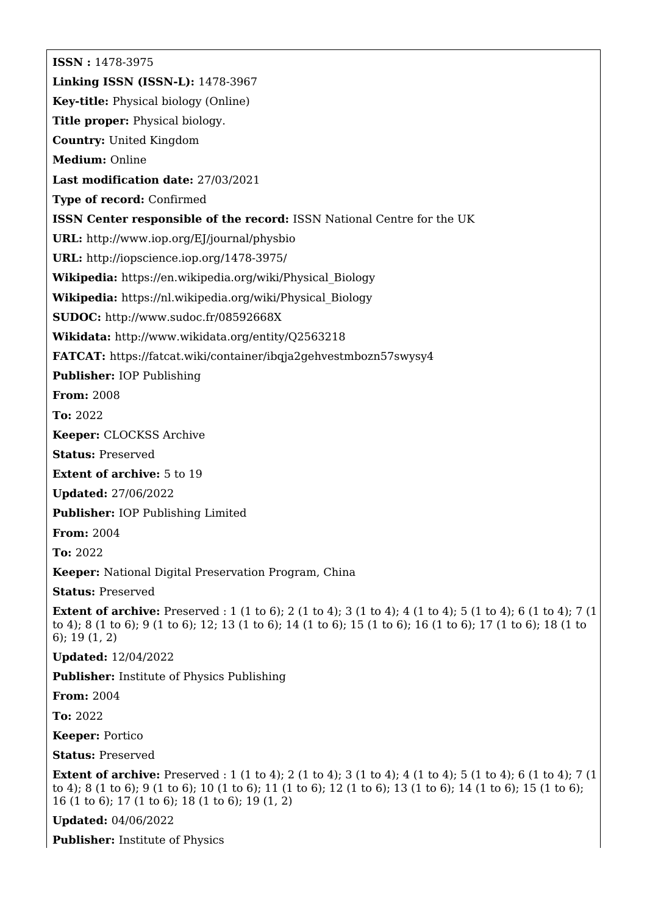**ISSN :** 1478-3975

**Linking ISSN (ISSN-L):** 1478-3967

**Key-title:** Physical biology (Online)

**Title proper:** Physical biology.

**Country:** United Kingdom

**Medium:** Online

**Last modification date:** 27/03/2021

**Type of record:** Confirmed

**ISSN Center responsible of the record:** ISSN National Centre for the UK

**URL:** http://www.iop.org/EJ/journal/physbio

**URL:** http://iopscience.iop.org/1478-3975/

**Wikipedia:** https://en.wikipedia.org/wiki/Physical_Biology

**Wikipedia:** https://nl.wikipedia.org/wiki/Physical_Biology

**SUDOC:** http://www.sudoc.fr/08592668X

**Wikidata:** http://www.wikidata.org/entity/Q2563218

**FATCAT:** https://fatcat.wiki/container/ibqja2gehvestmbozn57swysy4

**Publisher:** IOP Publishing

**From:** 2008

**To:** 2022

**Keeper:** CLOCKSS Archive

**Status:** Preserved

**Extent of archive:** 5 to 19

**Updated:** 27/06/2022

**Publisher:** IOP Publishing Limited

**From:** 2004

**To:** 2022

**Keeper:** National Digital Preservation Program, China

**Status:** Preserved

**Extent of archive:** Preserved : 1 (1 to 6); 2 (1 to 4); 3 (1 to 4); 4 (1 to 4); 5 (1 to 4); 6 (1 to 4); 7 (1 to 4); 8 (1 to 6); 9 (1 to 6); 12; 13 (1 to 6); 14 (1 to 6); 15 (1 to 6); 16 (1 to 6); 17 (1 to 6); 18 (1 to 6); 19 (1, 2)

**Updated:** 12/04/2022

**Publisher:** Institute of Physics Publishing

**From:** 2004

**To:** 2022

**Keeper:** Portico

**Status:** Preserved

**Extent of archive:** Preserved : 1 (1 to 4); 2 (1 to 4); 3 (1 to 4); 4 (1 to 4); 5 (1 to 4); 6 (1 to 4); 7 (1 to 4); 8 (1 to 6); 9 (1 to 6); 10 (1 to 6); 11 (1 to 6); 12 (1 to 6); 13 (1 to 6); 14 (1 to 6); 15 (1 to 6); 16 (1 to 6); 17 (1 to 6); 18 (1 to 6); 19 (1, 2)

**Updated:** 04/06/2022

**Publisher:** Institute of Physics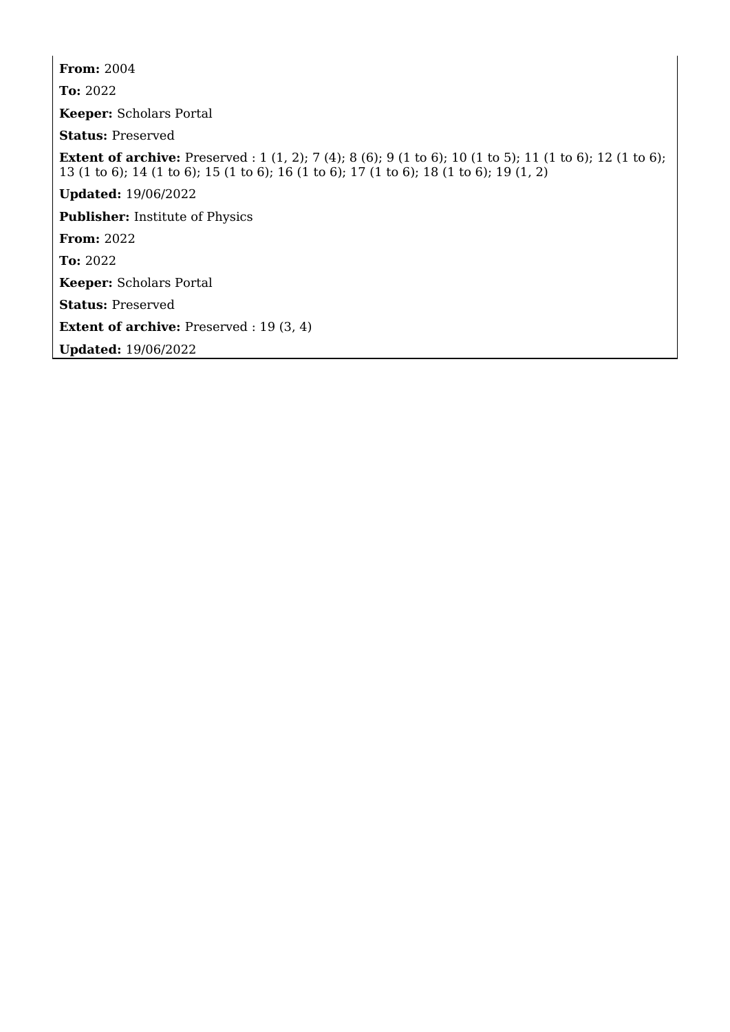**From:** 2004

**To:** 2022

**Keeper:** Scholars Portal

**Status:** Preserved

**Extent of archive:** Preserved : 1 (1, 2); 7 (4); 8 (6); 9 (1 to 6); 10 (1 to 5); 11 (1 to 6); 12 (1 to 6); 13 (1 to 6); 14 (1 to 6); 15 (1 to 6); 16 (1 to 6); 17 (1 to 6); 18 (1 to 6); 19 (1, 2)

**Updated:** 19/06/2022

**Publisher:** Institute of Physics

**From:** 2022

**To:** 2022

**Keeper:** Scholars Portal

**Status:** Preserved

**Extent of archive:** Preserved : 19 (3, 4)

**Updated:** 19/06/2022